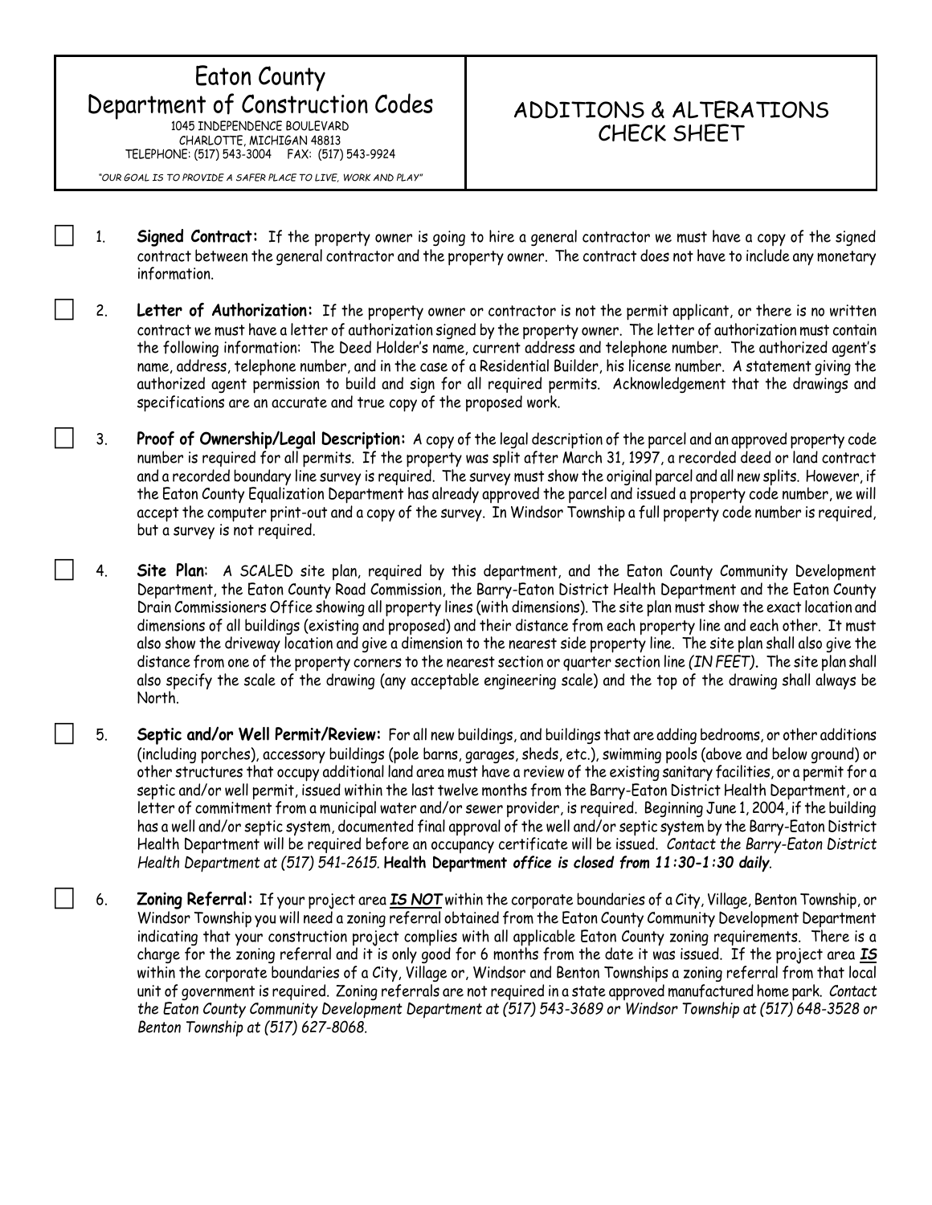# Eaton County Department of Construction Codes

1045 INDEPENDENCE BOULEVARD
CHARLOTTE, MICHIGAN 48813
TELEPHONE: (517) 543-3004 FAX: (517) 543-9924

*"OUR GOAL IS TO PROVIDE A SAFER PLACE TO LIVE, WORK AND PLAY"*

## ADDITIONS & ALTERATIONS CHECK SHEET

☐ 1. **Signed Contract:** If the property owner is going to hire a general contractor we must have a copy of the signed contract between the general contractor and the property owner. The contract does not have to include any monetary information.

☐ 2. **Letter of Authorization:** If the property owner or contractor is not the permit applicant, or there is no written contract we must have a letter of authorization signed by the property owner. The letter of authorization must contain the following information: The Deed Holder's name, current address and telephone number. The authorized agent's name, address, telephone number, and in the case of a Residential Builder, his license number. A statement giving the authorized agent permission to build and sign for all required permits. Acknowledgement that the drawings and specifications are an accurate and true copy of the proposed work.

☐ 3. **Proof of Ownership/Legal Description:** A copy of the legal description of the parcel and an approved property code number is required for all permits. If the property was split after March 31, 1997, a recorded deed or land contract and a recorded boundary line survey is required. The survey must show the original parcel and all new splits. However, if the Eaton County Equalization Department has already approved the parcel and issued a property code number, we will accept the computer print-out and a copy of the survey. In Windsor Township a full property code number is required, but a survey is not required.

☐ 4. **Site Plan**: A SCALED site plan, required by this department, and the Eaton County Community Development Department, the Eaton County Road Commission, the Barry-Eaton District Health Department and the Eaton County Drain Commissioners Office showing all property lines (with dimensions). The site plan must show the exact location and dimensions of all buildings (existing and proposed) and their distance from each property line and each other. It must also show the driveway location and give a dimension to the nearest side property line. The site plan shall also give the distance from one of the property corners to the nearest section or quarter section line *(IN FEET)*. The site plan shall also specify the scale of the drawing (any acceptable engineering scale) and the top of the drawing shall always be North.

☐ 5. **Septic and/or Well Permit/Review:** For all new buildings, and buildings that are adding bedrooms, or other additions (including porches), accessory buildings (pole barns, garages, sheds, etc.), swimming pools (above and below ground) or other structures that occupy additional land area must have a review of the existing sanitary facilities, or a permit for a septic and/or well permit, issued within the last twelve months from the Barry-Eaton District Health Department, or a letter of commitment from a municipal water and/or sewer provider, is required. Beginning June 1, 2004, if the building has a well and/or septic system, documented final approval of the well and/or septic system by the Barry-Eaton District Health Department will be required before an occupancy certificate will be issued. *Contact the Barry-Eaton District Health Department at (517) 541-2615.* **Health Department** ***office is closed from 11:30-1:30 daily***.

☐ 6. **Zoning Referral:** If your project area ***IS NOT*** within the corporate boundaries of a City, Village, Benton Township, or Windsor Township you will need a zoning referral obtained from the Eaton County Community Development Department indicating that your construction project complies with all applicable Eaton County zoning requirements. There is a charge for the zoning referral and it is only good for 6 months from the date it was issued. If the project area ***IS*** within the corporate boundaries of a City, Village or, Windsor and Benton Townships a zoning referral from that local unit of government is required. Zoning referrals are not required in a state approved manufactured home park. *Contact the Eaton County Community Development Department at (517) 543-3689 or Windsor Township at (517) 648-3528 or Benton Township at (517) 627-8068.*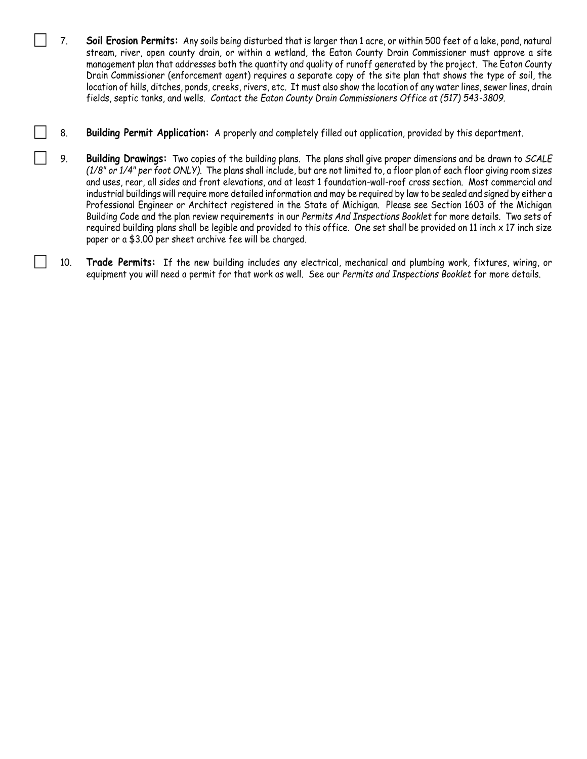- [ ] 7. **Soil Erosion Permits:** Any soils being disturbed that is larger than 1 acre, or within 500 feet of a lake, pond, natural stream, river, open county drain, or within a wetland, the Eaton County Drain Commissioner must approve a site management plan that addresses both the quantity and quality of runoff generated by the project. The Eaton County Drain Commissioner (enforcement agent) requires a separate copy of the site plan that shows the type of soil, the location of hills, ditches, ponds, creeks, rivers, etc. It must also show the location of any water lines, sewer lines, drain fields, septic tanks, and wells. *Contact the Eaton County Drain Commissioners Office at (517) 543-3809.*

- [ ] 8. **Building Permit Application:** A properly and completely filled out application, provided by this department.

- [ ] 9. **Building Drawings:** Two copies of the building plans. The plans shall give proper dimensions and be drawn to *SCALE (1/8" or 1/4" per foot ONLY).* The plans shall include, but are not limited to, a floor plan of each floor giving room sizes and uses, rear, all sides and front elevations, and at least 1 foundation-wall-roof cross section. Most commercial and industrial buildings will require more detailed information and may be required by law to be sealed and signed by either a Professional Engineer or Architect registered in the State of Michigan. Please see Section 1603 of the Michigan Building Code and the plan review requirements in our *Permits And Inspections Booklet* for more details. Two sets of required building plans shall be legible and provided to this office. One set shall be provided on 11 inch x 17 inch size paper or a $3.00 per sheet archive fee will be charged.

- [ ] 10. **Trade Permits:** If the new building includes any electrical, mechanical and plumbing work, fixtures, wiring, or equipment you will need a permit for that work as well. See our *Permits and Inspections Booklet* for more details.